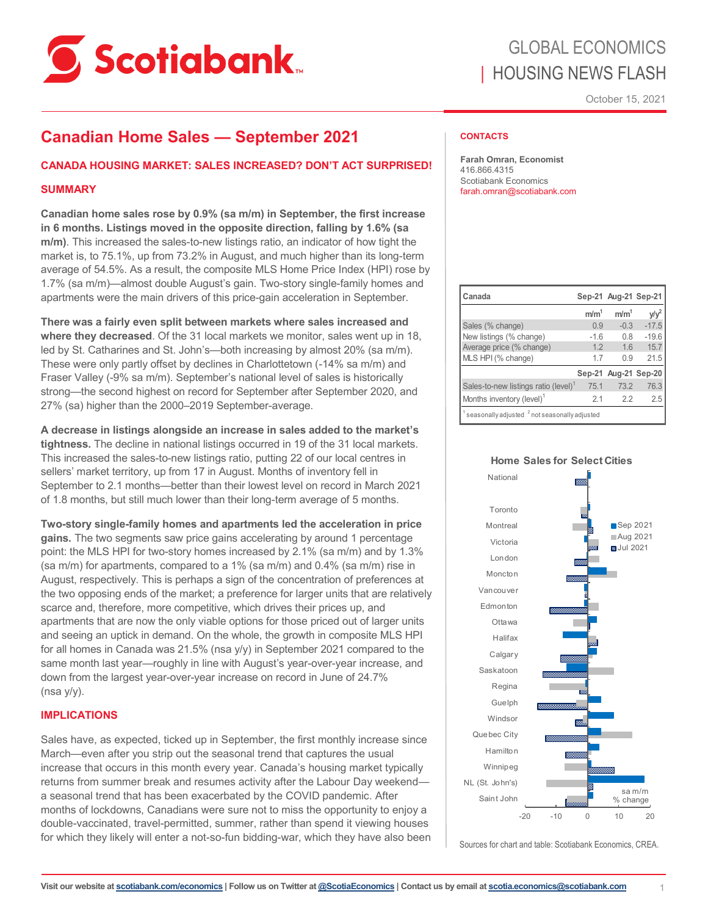# GLOBAL ECONOMICS | HOUSING NEWS FLASH

October 15, 2021

## Canadian Home Sales — September 2021

### CANADA HOUSING MARKET: SALES INCREASED? DON'T ACT SURPRISED!

### SUMMARY

**Canadian home sales rose by 0.9% (sa m/m) in September, the first increase in 6 months. Listings moved in the opposite direction, falling by 1.6% (sa m/m)**. This increased the sales-to-new listings ratio, an indicator of how tight the market is, to 75.1%, up from 73.2% in August, and much higher than its long-term average of 54.5%. As a result, the composite MLS Home Price Index (HPI) rose by 1.7% (sa m/m)—almost double August's gain. Two-story single-family homes and apartments were the main drivers of this price-gain acceleration in September.

**There was a fairly even split between markets where sales increased and where they decreased**. Of the 31 local markets we monitor, sales went up in 18, led by St. Catharines and St. John's—both increasing by almost 20% (sa m/m). These were only partly offset by declines in Charlottetown (-14% sa m/m) and Fraser Valley (-9% sa m/m). September's national level of sales is historically strong—the second highest on record for September after September 2020, and 27% (sa) higher than the 2000–2019 September-average.

**A decrease in listings alongside an increase in sales added to the market's tightness.** The decline in national listings occurred in 19 of the 31 local markets. This increased the sales-to-new listings ratio, putting 22 of our local centres in sellers' market territory, up from 17 in August. Months of inventory fell in September to 2.1 months—better than their lowest level on record in March 2021 of 1.8 months, but still much lower than their long-term average of 5 months.

**Two-story single-family homes and apartments led the acceleration in price gains.** The two segments saw price gains accelerating by around 1 percentage point: the MLS HPI for two-story homes increased by 2.1% (sa m/m) and by 1.3% (sa m/m) for apartments, compared to a 1% (sa m/m) and 0.4% (sa m/m) rise in August, respectively. This is perhaps a sign of the concentration of preferences at the two opposing ends of the market; a preference for larger units that are relatively scarce and, therefore, more competitive, which drives their prices up, and apartments that are now the only viable options for those priced out of larger units and seeing an uptick in demand. On the whole, the growth in composite MLS HPI for all homes in Canada was 21.5% (nsa y/y) in September 2021 compared to the same month last year—roughly in line with August's year-over-year increase, and down from the largest year-over-year increase on record in June of 24.7% (nsa y/y).

### IMPLICATIONS

Sales have, as expected, ticked up in September, the first monthly increase since March—even after you strip out the seasonal trend that captures the usual increase that occurs in this month every year. Canada's housing market typically returns from summer break and resumes activity after the Labour Day weekend—a seasonal trend that has been exacerbated by the COVID pandemic. After months of lockdowns, Canadians were sure not to miss the opportunity to enjoy a double-vaccinated, travel-permitted, summer, rather than spend it viewing houses for which they likely will enter a not-so-fun bidding-war, which they have also been

### CONTACTS

**Farah Omran, Economist**
416.866.4315
Scotiabank Economics
farah.omran@scotiabank.com

| Canada | Sep-21 | Aug-21 | Sep-21 |
|---|---|---|---|
| | m/m[1] | m/m[1] | y/y[2] |
| Sales (% change) | 0.9 | -0.3 | -17.5 |
| New listings (% change) | -1.6 | 0.8 | -19.6 |
| Average price (% change) | 1.2 | 1.6 | 15.7 |
| MLS HPI (% change) | 1.7 | 0.9 | 21.5 |
| | Sep-21 | Aug-21 | Sep-20 |
| Sales-to-new listings ratio (level)[1] | 75.1 | 73.2 | 76.3 |
| Months inventory (level)[1] | 2.1 | 2.2 | 2.5 |

[1] seasonally adjusted [2] not seasonally adjusted

Home Sales for Select Cities

Sources for chart and table: Scotiabank Economics, CREA.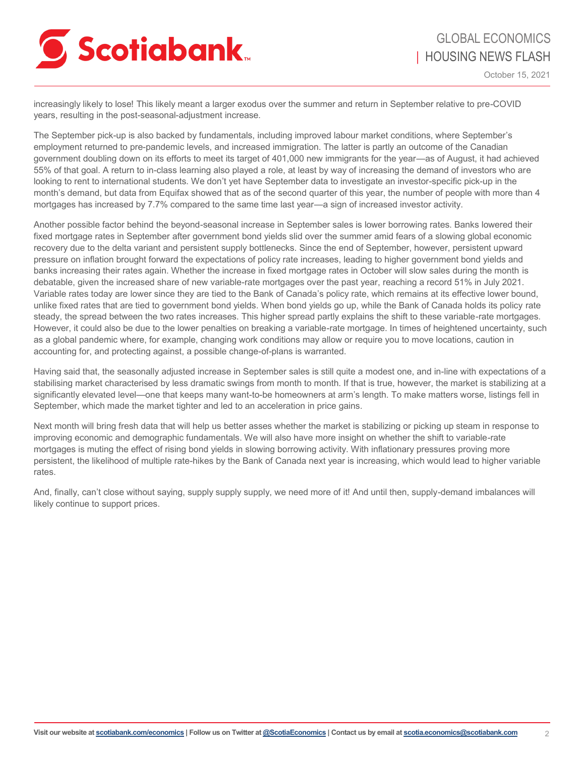increasingly likely to lose! This likely meant a larger exodus over the summer and return in September relative to pre-COVID years, resulting in the post-seasonal-adjustment increase.

The September pick-up is also backed by fundamentals, including improved labour market conditions, where September's employment returned to pre-pandemic levels, and increased immigration. The latter is partly an outcome of the Canadian government doubling down on its efforts to meet its target of 401,000 new immigrants for the year—as of August, it had achieved 55% of that goal. A return to in-class learning also played a role, at least by way of increasing the demand of investors who are looking to rent to international students. We don't yet have September data to investigate an investor-specific pick-up in the month's demand, but data from Equifax showed that as of the second quarter of this year, the number of people with more than 4 mortgages has increased by 7.7% compared to the same time last year—a sign of increased investor activity.

Another possible factor behind the beyond-seasonal increase in September sales is lower borrowing rates. Banks lowered their fixed mortgage rates in September after government bond yields slid over the summer amid fears of a slowing global economic recovery due to the delta variant and persistent supply bottlenecks. Since the end of September, however, persistent upward pressure on inflation brought forward the expectations of policy rate increases, leading to higher government bond yields and banks increasing their rates again. Whether the increase in fixed mortgage rates in October will slow sales during the month is debatable, given the increased share of new variable-rate mortgages over the past year, reaching a record 51% in July 2021. Variable rates today are lower since they are tied to the Bank of Canada's policy rate, which remains at its effective lower bound, unlike fixed rates that are tied to government bond yields. When bond yields go up, while the Bank of Canada holds its policy rate steady, the spread between the two rates increases. This higher spread partly explains the shift to these variable-rate mortgages. However, it could also be due to the lower penalties on breaking a variable-rate mortgage. In times of heightened uncertainty, such as a global pandemic where, for example, changing work conditions may allow or require you to move locations, caution in accounting for, and protecting against, a possible change-of-plans is warranted.

Having said that, the seasonally adjusted increase in September sales is still quite a modest one, and in-line with expectations of a stabilising market characterised by less dramatic swings from month to month. If that is true, however, the market is stabilizing at a significantly elevated level—one that keeps many want-to-be homeowners at arm's length. To make matters worse, listings fell in September, which made the market tighter and led to an acceleration in price gains.

Next month will bring fresh data that will help us better asses whether the market is stabilizing or picking up steam in response to improving economic and demographic fundamentals. We will also have more insight on whether the shift to variable-rate mortgages is muting the effect of rising bond yields in slowing borrowing activity. With inflationary pressures proving more persistent, the likelihood of multiple rate-hikes by the Bank of Canada next year is increasing, which would lead to higher variable rates.

And, finally, can't close without saying, supply supply supply, we need more of it! And until then, supply-demand imbalances will likely continue to support prices.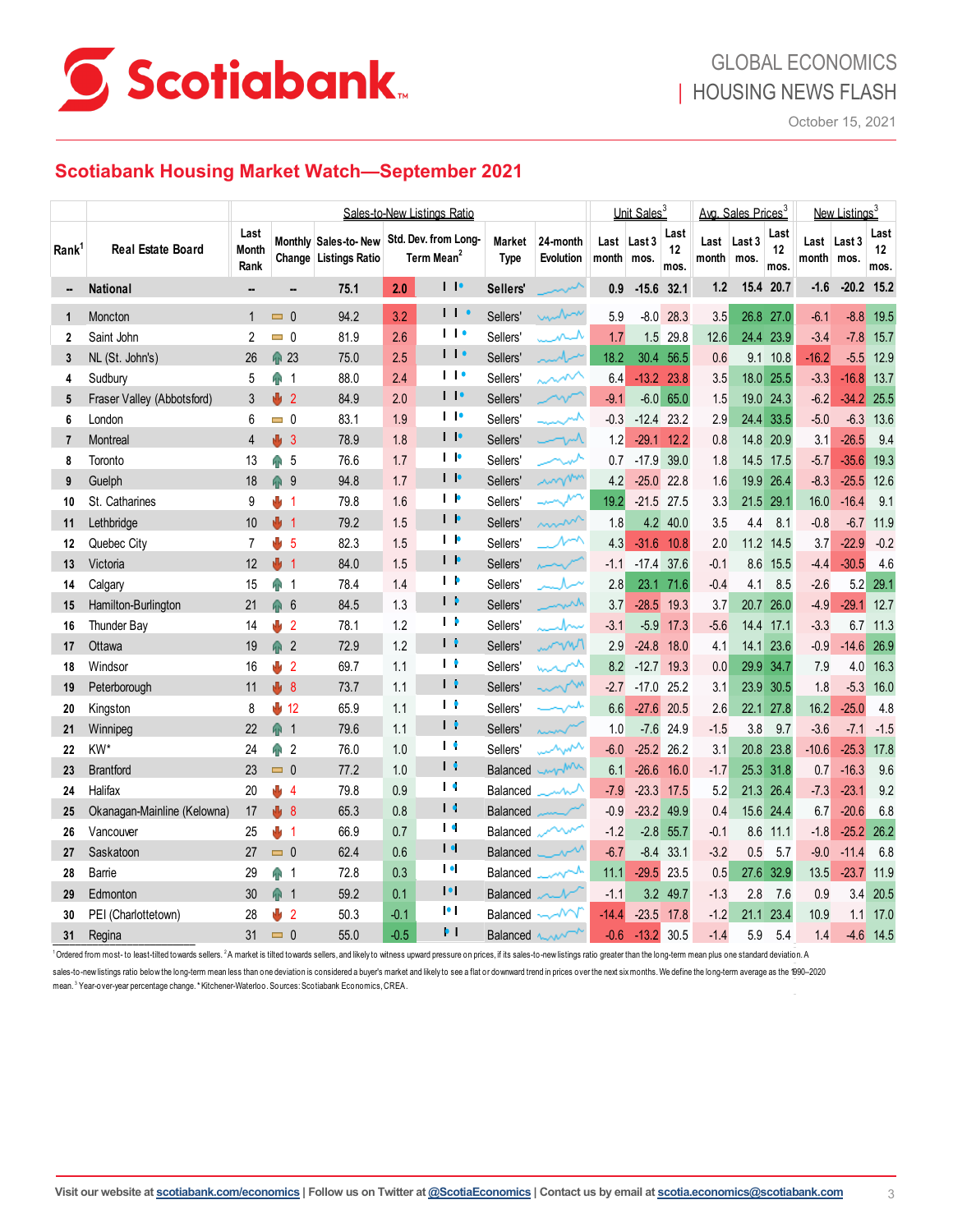GLOBAL ECONOMICS
| HOUSING NEWS FLASH

October 15, 2021

## Scotiabank Housing Market Watch—September 2021

| Rank[1] | Real Estate Board | Sales-to-New Listings Ratio | | | | | | | Unit Sales[3] | | | Avg. Sales Prices[3] | | | New Listings[3] | | |
|---|---|---|---|---|---|---|---|---|---|---|---|---|---|---|---|---|---|
| | | Last Month Rank | Monthly Change | Sales-to-New Listings Ratio | Std. Dev. from Long-Term Mean[2] | | Market Type | 24-month Evolution | Last month | Last 3 mos. | Last 12 mos. | Last month | Last 3 mos. | Last 12 mos. | Last month | Last 3 mos. | Last 12 mos. |
| -- | **National** | -- | -- | 75.1 | 2.0 | | Sellers' | | 0.9 | -15.6 | 32.1 | 1.2 | 15.4 | 20.7 | -1.6 | -20.2 | 15.2 |
| 1 | Moncton | 1 | 0 | 94.2 | 3.2 | | Sellers' | | 5.9 | -8.0 | 28.3 | 3.5 | 26.8 | 27.0 | -6.1 | -8.8 | 19.5 |
| 2 | Saint John | 2 | 0 | 81.9 | 2.6 | | Sellers' | | 1.7 | 1.5 | 29.8 | 12.6 | 24.4 | 23.9 | -3.4 | -7.8 | 15.7 |
| 3 | NL (St. John's) | 26 | 23 | 75.0 | 2.5 | | Sellers' | | 18.2 | 30.4 | 56.5 | 0.6 | 9.1 | 10.8 | -16.2 | -5.5 | 12.9 |
| 4 | Sudbury | 5 | 1 | 88.0 | 2.4 | | Sellers' | | 6.4 | -13.2 | 23.8 | 3.5 | 18.0 | 25.5 | -3.3 | -16.8 | 13.7 |
| 5 | Fraser Valley (Abbotsford) | 3 | 2 | 84.9 | 2.0 | | Sellers' | | -9.1 | -6.0 | 65.0 | 1.5 | 19.0 | 24.3 | -6.2 | -34.2 | 25.5 |
| 6 | London | 6 | 0 | 83.1 | 1.9 | | Sellers' | | -0.3 | -12.4 | 23.2 | 2.9 | 24.4 | 33.5 | -5.0 | -6.3 | 13.6 |
| 7 | Montreal | 4 | 3 | 78.9 | 1.8 | | Sellers' | | 1.2 | -29.1 | 12.2 | 0.8 | 14.8 | 20.9 | 3.1 | -26.5 | 9.4 |
| 8 | Toronto | 13 | 5 | 76.6 | 1.7 | | Sellers' | | 0.7 | -17.9 | 39.0 | 1.8 | 14.5 | 17.5 | -5.7 | -35.6 | 19.3 |
| 9 | Guelph | 18 | 9 | 94.8 | 1.7 | | Sellers' | | 4.2 | -25.0 | 22.8 | 1.6 | 19.9 | 26.4 | -8.3 | -25.5 | 12.6 |
| 10 | St. Catharines | 9 | 1 | 79.8 | 1.6 | | Sellers' | | 19.2 | -21.5 | 27.5 | 3.3 | 21.5 | 29.1 | 16.0 | -16.4 | 9.1 |
| 11 | Lethbridge | 10 | 1 | 79.2 | 1.5 | | Sellers' | | 1.8 | 4.2 | 40.0 | 3.5 | 4.4 | 8.1 | -0.8 | -6.7 | 11.9 |
| 12 | Quebec City | 7 | 5 | 82.3 | 1.5 | | Sellers' | | 4.3 | -31.6 | 10.8 | 2.0 | 11.2 | 14.5 | 3.7 | -22.9 | -0.2 |
| 13 | Victoria | 12 | 1 | 84.0 | 1.5 | | Sellers' | | -1.1 | -17.4 | 37.6 | -0.1 | 8.6 | 15.5 | -4.4 | -30.5 | 4.6 |
| 14 | Calgary | 15 | 1 | 78.4 | 1.4 | | Sellers' | | 2.8 | 23.1 | 71.6 | -0.4 | 4.1 | 8.5 | -2.6 | 5.2 | 29.1 |
| 15 | Hamilton-Burlington | 21 | 6 | 84.5 | 1.3 | | Sellers' | | 3.7 | -28.5 | 19.3 | 3.7 | 20.7 | 26.0 | -4.9 | -29.1 | 12.7 |
| 16 | Thunder Bay | 14 | 2 | 78.1 | 1.2 | | Sellers' | | -3.1 | -5.9 | 17.3 | -5.6 | 14.4 | 17.1 | -3.3 | 6.7 | 11.3 |
| 17 | Ottawa | 19 | 2 | 72.9 | 1.2 | | Sellers' | | 2.9 | -24.8 | 18.0 | 4.1 | 14.1 | 23.6 | -0.9 | -14.6 | 26.9 |
| 18 | Windsor | 16 | 2 | 69.7 | 1.1 | | Sellers' | | 8.2 | -12.7 | 19.3 | 0.0 | 29.9 | 34.7 | 7.9 | 4.0 | 16.3 |
| 19 | Peterborough | 11 | 8 | 73.7 | 1.1 | | Sellers' | | -2.7 | -17.0 | 25.2 | 3.1 | 23.9 | 30.5 | 1.8 | -5.3 | 16.0 |
| 20 | Kingston | 8 | 12 | 65.9 | 1.1 | | Sellers' | | 6.6 | -27.6 | 20.5 | 2.6 | 22.1 | 27.8 | 16.2 | -25.0 | 4.8 |
| 21 | Winnipeg | 22 | 1 | 79.6 | 1.1 | | Sellers' | | 1.0 | -7.6 | 24.9 | -1.5 | 3.8 | 9.7 | -3.6 | -7.1 | -1.5 |
| 22 | KW* | 24 | 2 | 76.0 | 1.0 | | Sellers' | | -6.0 | -25.2 | 26.2 | 3.1 | 20.8 | 23.8 | -10.6 | -25.3 | 17.8 |
| 23 | Brantford | 23 | 0 | 77.2 | 1.0 | | Balanced | | 6.1 | -26.6 | 16.0 | -1.7 | 25.3 | 31.8 | 0.7 | -16.3 | 9.6 |
| 24 | Halifax | 20 | 4 | 79.8 | 0.9 | | Balanced | | -7.9 | -23.3 | 17.5 | 5.2 | 21.3 | 26.4 | -7.3 | -23.1 | 9.2 |
| 25 | Okanagan-Mainline (Kelowna) | 17 | 8 | 65.3 | 0.8 | | Balanced | | -0.9 | -23.2 | 49.9 | 0.4 | 15.6 | 24.4 | 6.7 | -20.6 | 6.8 |
| 26 | Vancouver | 25 | 1 | 66.9 | 0.7 | | Balanced | | -1.2 | -2.8 | 55.7 | -0.1 | 8.6 | 11.1 | -1.8 | -25.2 | 26.2 |
| 27 | Saskatoon | 27 | 0 | 62.4 | 0.6 | | Balanced | | -6.7 | -8.4 | 33.1 | -3.2 | 0.5 | 5.7 | -9.0 | -11.4 | 6.8 |
| 28 | Barrie | 29 | 1 | 72.8 | 0.3 | | Balanced | | 11.1 | -29.5 | 23.5 | 0.5 | 27.6 | 32.9 | 13.5 | -23.7 | 11.9 |
| 29 | Edmonton | 30 | 1 | 59.2 | 0.1 | | Balanced | | -1.1 | 3.2 | 49.7 | -1.3 | 2.8 | 7.6 | 0.9 | 3.4 | 20.5 |
| 30 | PEI (Charlottetown) | 28 | 2 | 50.3 | -0.1 | | Balanced | | -14.4 | -23.5 | 17.8 | -1.2 | 21.1 | 23.4 | 10.9 | 1.1 | 17.0 |
| 31 | Regina | 31 | 0 | 55.0 | -0.5 | | Balanced | | -0.6 | -13.2 | 30.5 | -1.4 | 5.9 | 5.4 | 1.4 | -4.6 | 14.5 |

[1] Ordered from most- to least-tilted towards sellers. [2] A market is tilted towards sellers, and likely to witness upward pressure on prices, if its sales-to-new listings ratio greater than the long-term mean plus one standard deviation. A sales-to-new listings ratio below the long-term mean less than one deviation is considered a buyer's market and likely to see a flat or downward trend in prices over the next six months. We define the long-term average as the 1990–2020 mean. [3] Year-over-year percentage change. * Kitchener-Waterloo. Sources: Scotiabank Economics, CREA.

Visit our website at scotiabank.com/economics | Follow us on Twitter at @ScotiaEconomics | Contact us by email at scotia.economics@scotiabank.com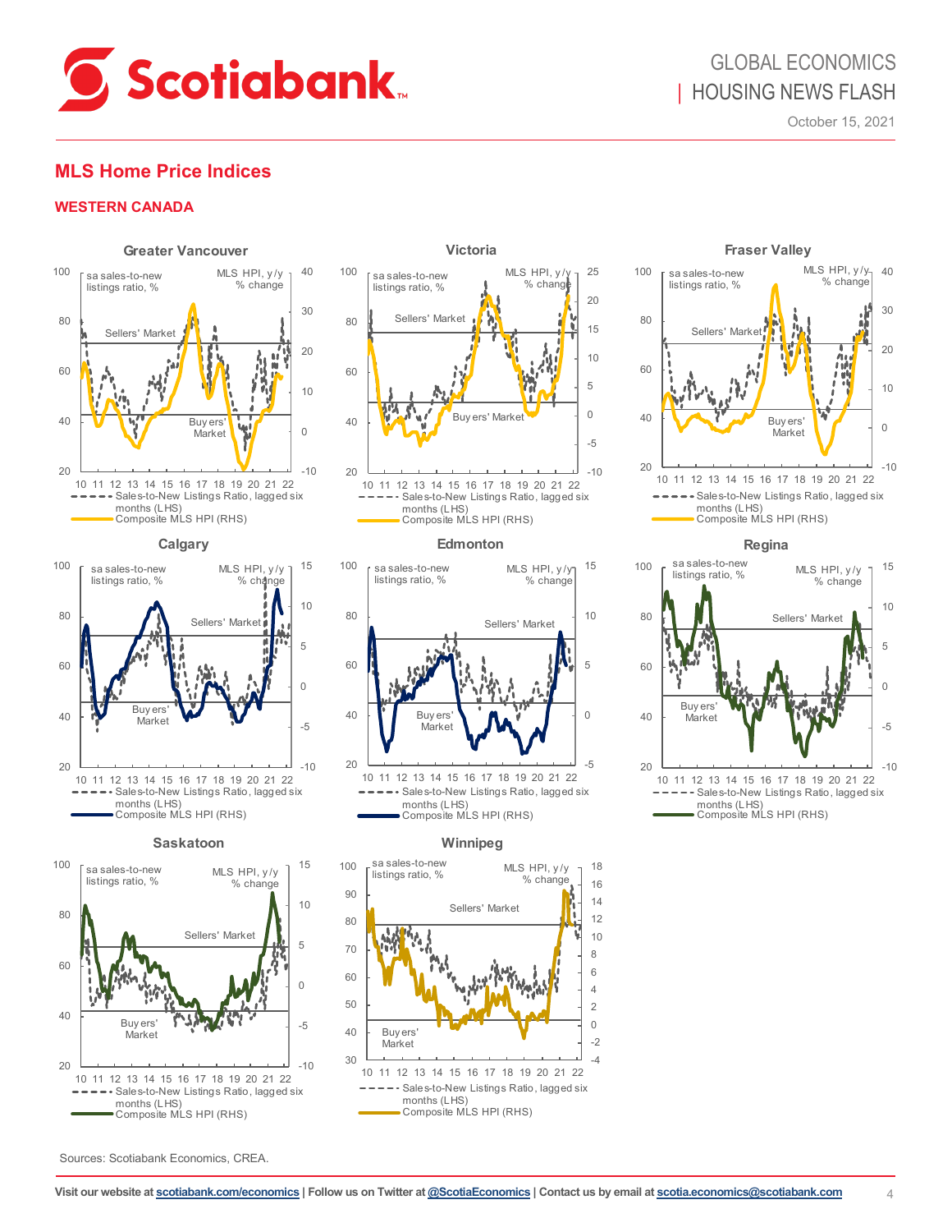## MLS Home Price Indices

### WESTERN CANADA

**Greater Vancouver**

sa sales-to-new listings ratio, % | MLS HPI, y/y % change

Sellers' Market | Buyers' Market

Sales-to-New Listings Ratio, lagged six months (LHS)
Composite MLS HPI (RHS)

**Victoria**

sa sales-to-new listings ratio, % | MLS HPI, y/y % change

Sellers' Market | Buyers' Market

Sales-to-New Listings Ratio, lagged six months (LHS)
Composite MLS HPI (RHS)

**Fraser Valley**

sa sales-to-new listings ratio, % | MLS HPI, y/y % change

Sellers' Market | Buyers' Market

Sales-to-New Listings Ratio, lagged six months (LHS)
Composite MLS HPI (RHS)

**Calgary**

sa sales-to-new listings ratio, % | MLS HPI, y/y % change

Sellers' Market | Buyers' Market

Sales-to-New Listings Ratio, lagged six months (LHS)
Composite MLS HPI (RHS)

**Edmonton**

sa sales-to-new listings ratio, % | MLS HPI, y/y % change

Sellers' Market | Buyers' Market

Sales-to-New Listings Ratio, lagged six months (LHS)
Composite MLS HPI (RHS)

**Regina**

sa sales-to-new listings ratio, % | MLS HPI, y/y % change

Sellers' Market | Buyers' Market

Sales-to-New Listings Ratio, lagged six months (LHS)
Composite MLS HPI (RHS)

**Saskatoon**

sa sales-to-new listings ratio, % | MLS HPI, y/y % change

Sellers' Market | Buyers' Market

Sales-to-New Listings Ratio, lagged six months (LHS)
Composite MLS HPI (RHS)

**Winnipeg**

sa sales-to-new listings ratio, % | MLS HPI, y/y % change

Sellers' Market | Buyers' Market

Sales-to-New Listings Ratio, lagged six months (LHS)
Composite MLS HPI (RHS)

Sources: Scotiabank Economics, CREA.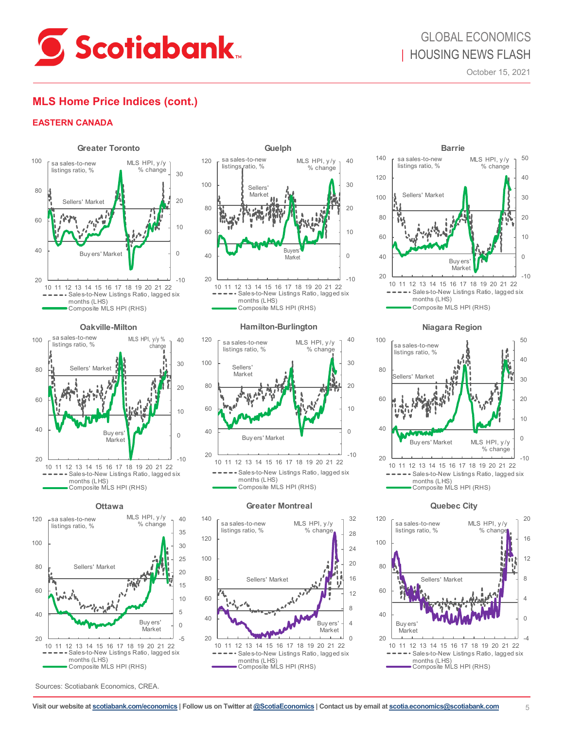# MLS Home Price Indices (cont.)

## EASTERN CANADA

### Greater Toronto

sa sales-to-new listings ratio, %

MLS HPI, y/y % change

Sellers' Market

Buyers' Market

Sales-to-New Listings Ratio, lagged six months (LHS)

Composite MLS HPI (RHS)

### Guelph

sa sales-to-new listings ratio, %

MLS HPI, y/y % change

Sellers' Market

Buyers Market

Sales-to-New Listings Ratio, lagged six months (LHS)

Composite MLS HPI (RHS)

### Barrie

sa sales-to-new listings ratio, %

MLS HPI, y/y % change

Sellers' Market

Buyers' Market

Sales-to-New Listings Ratio, lagged six months (LHS)

Composite MLS HPI (RHS)

### Oakville-Milton

sa sales-to-new listings ratio, %

MLS HPI, y/y % change

Sellers' Market

Buyers' Market

Sales-to-New Listings Ratio, lagged six months (LHS)

Composite MLS HPI (RHS)

### Hamilton-Burlington

sa sales-to-new listings ratio, %

MLS HPI, y/y % change

Sellers' Market

Buyers' Market

Sales-to-New Listings Ratio, lagged six months (LHS)

Composite MLS HPI (RHS)

### Niagara Region

sa sales-to-new listings ratio, %

Sellers' Market

Buyers' Market

MLS HPI, y/y % change

Sales-to-New Listings Ratio, lagged six months (LHS)

Composite MLS HPI (RHS)

### Ottawa

sa sales-to-new listings ratio, %

MLS HPI, y/y % change

Sellers' Market

Buyers' Market

Sales-to-New Listings Ratio, lagged six months (LHS)

Composite MLS HPI (RHS)

### Greater Montreal

sa sales-to-new listings ratio, %

MLS HPI, y/y % change

Sellers' Market

Buyers' Market

Sales-to-New Listings Ratio, lagged six months (LHS)

Composite MLS HPI (RHS)

### Quebec City

sa sales-to-new listings ratio, %

MLS HPI, y/y % change

Sellers' Market

Buyers' Market

Sales-to-New Listings Ratio, lagged six months (LHS)

Composite MLS HPI (RHS)

Sources: Scotiabank Economics, CREA.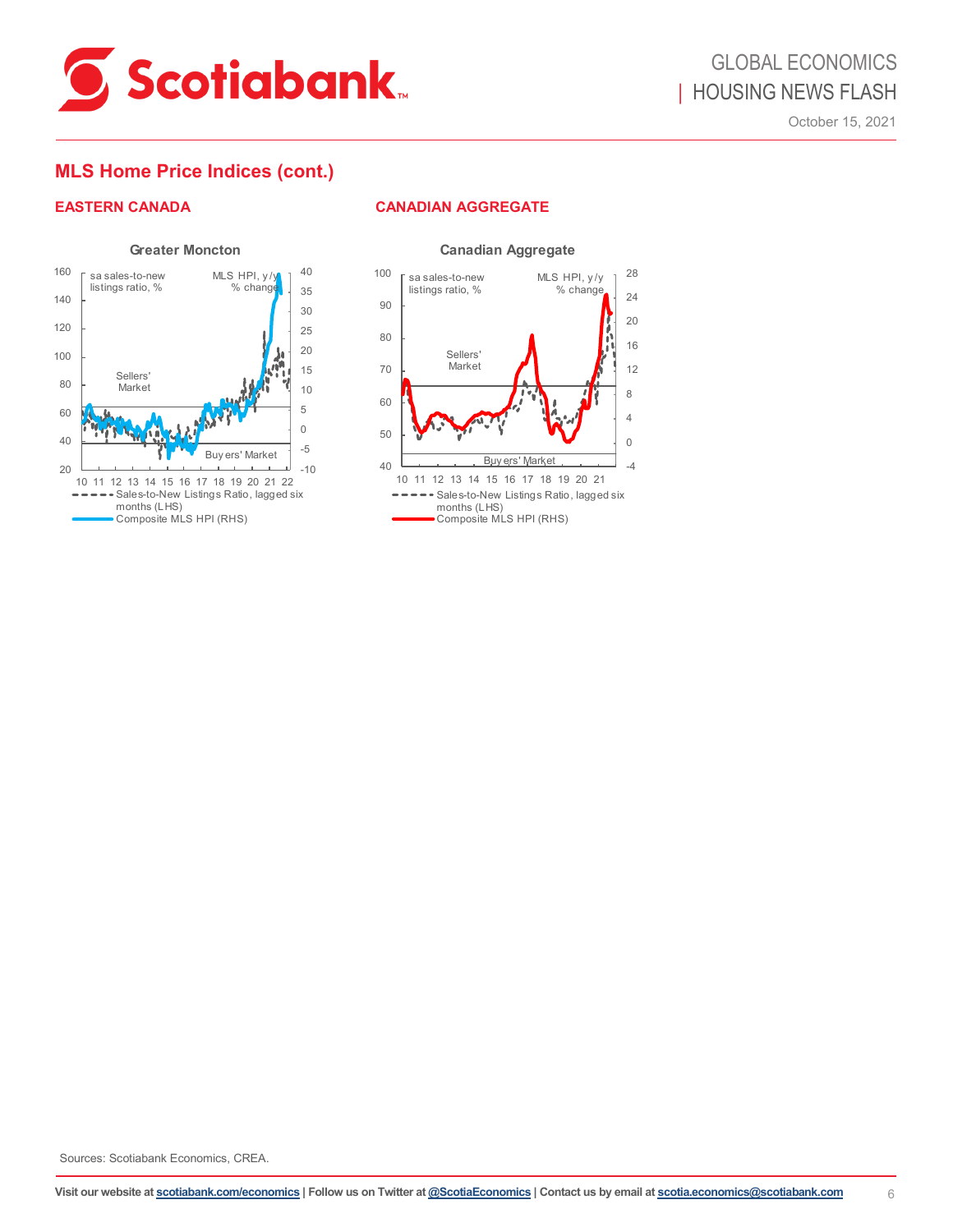## MLS Home Price Indices (cont.)

### EASTERN CANADA

**Greater Moncton**

sa sales-to-new listings ratio, %

MLS HPI, y/y % change

Sellers' Market

Buyers' Market

Sales-to-New Listings Ratio, lagged six months (LHS)

Composite MLS HPI (RHS)

### CANADIAN AGGREGATE

**Canadian Aggregate**

sa sales-to-new listings ratio, %

MLS HPI, y/y % change

Sellers' Market

Buyers' Market

Sales-to-New Listings Ratio, lagged six months (LHS)

Composite MLS HPI (RHS)

Sources: Scotiabank Economics, CREA.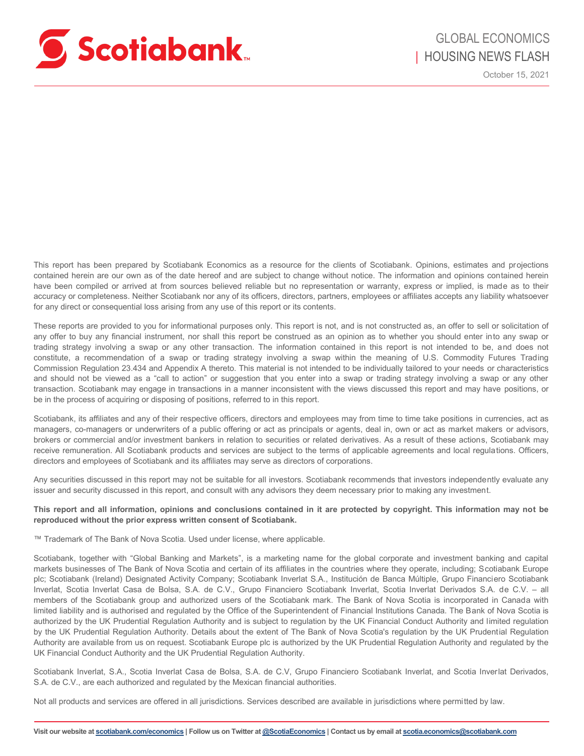This report has been prepared by Scotiabank Economics as a resource for the clients of Scotiabank. Opinions, estimates and projections contained herein are our own as of the date hereof and are subject to change without notice. The information and opinions contained herein have been compiled or arrived at from sources believed reliable but no representation or warranty, express or implied, is made as to their accuracy or completeness. Neither Scotiabank nor any of its officers, directors, partners, employees or affiliates accepts any liability whatsoever for any direct or consequential loss arising from any use of this report or its contents.

These reports are provided to you for informational purposes only. This report is not, and is not constructed as, an offer to sell or solicitation of any offer to buy any financial instrument, nor shall this report be construed as an opinion as to whether you should enter into any swap or trading strategy involving a swap or any other transaction. The information contained in this report is not intended to be, and does not constitute, a recommendation of a swap or trading strategy involving a swap within the meaning of U.S. Commodity Futures Trading Commission Regulation 23.434 and Appendix A thereto. This material is not intended to be individually tailored to your needs or characteristics and should not be viewed as a "call to action" or suggestion that you enter into a swap or trading strategy involving a swap or any other transaction. Scotiabank may engage in transactions in a manner inconsistent with the views discussed this report and may have positions, or be in the process of acquiring or disposing of positions, referred to in this report.

Scotiabank, its affiliates and any of their respective officers, directors and employees may from time to time take positions in currencies, act as managers, co-managers or underwriters of a public offering or act as principals or agents, deal in, own or act as market makers or advisors, brokers or commercial and/or investment bankers in relation to securities or related derivatives. As a result of these actions, Scotiabank may receive remuneration. All Scotiabank products and services are subject to the terms of applicable agreements and local regulations. Officers, directors and employees of Scotiabank and its affiliates may serve as directors of corporations.

Any securities discussed in this report may not be suitable for all investors. Scotiabank recommends that investors independently evaluate any issuer and security discussed in this report, and consult with any advisors they deem necessary prior to making any investment.

**This report and all information, opinions and conclusions contained in it are protected by copyright. This information may not be reproduced without the prior express written consent of Scotiabank.**

™ Trademark of The Bank of Nova Scotia. Used under license, where applicable.

Scotiabank, together with "Global Banking and Markets", is a marketing name for the global corporate and investment banking and capital markets businesses of The Bank of Nova Scotia and certain of its affiliates in the countries where they operate, including; Scotiabank Europe plc; Scotiabank (Ireland) Designated Activity Company; Scotiabank Inverlat S.A., Institución de Banca Múltiple, Grupo Financiero Scotiabank Inverlat, Scotia Inverlat Casa de Bolsa, S.A. de C.V., Grupo Financiero Scotiabank Inverlat, Scotia Inverlat Derivados S.A. de C.V. – all members of the Scotiabank group and authorized users of the Scotiabank mark. The Bank of Nova Scotia is incorporated in Canada with limited liability and is authorised and regulated by the Office of the Superintendent of Financial Institutions Canada. The Bank of Nova Scotia is authorized by the UK Prudential Regulation Authority and is subject to regulation by the UK Financial Conduct Authority and limited regulation by the UK Prudential Regulation Authority. Details about the extent of The Bank of Nova Scotia's regulation by the UK Prudential Regulation Authority are available from us on request. Scotiabank Europe plc is authorized by the UK Prudential Regulation Authority and regulated by the UK Financial Conduct Authority and the UK Prudential Regulation Authority.

Scotiabank Inverlat, S.A., Scotia Inverlat Casa de Bolsa, S.A. de C.V, Grupo Financiero Scotiabank Inverlat, and Scotia Inverlat Derivados, S.A. de C.V., are each authorized and regulated by the Mexican financial authorities.

Not all products and services are offered in all jurisdictions. Services described are available in jurisdictions where permitted by law.